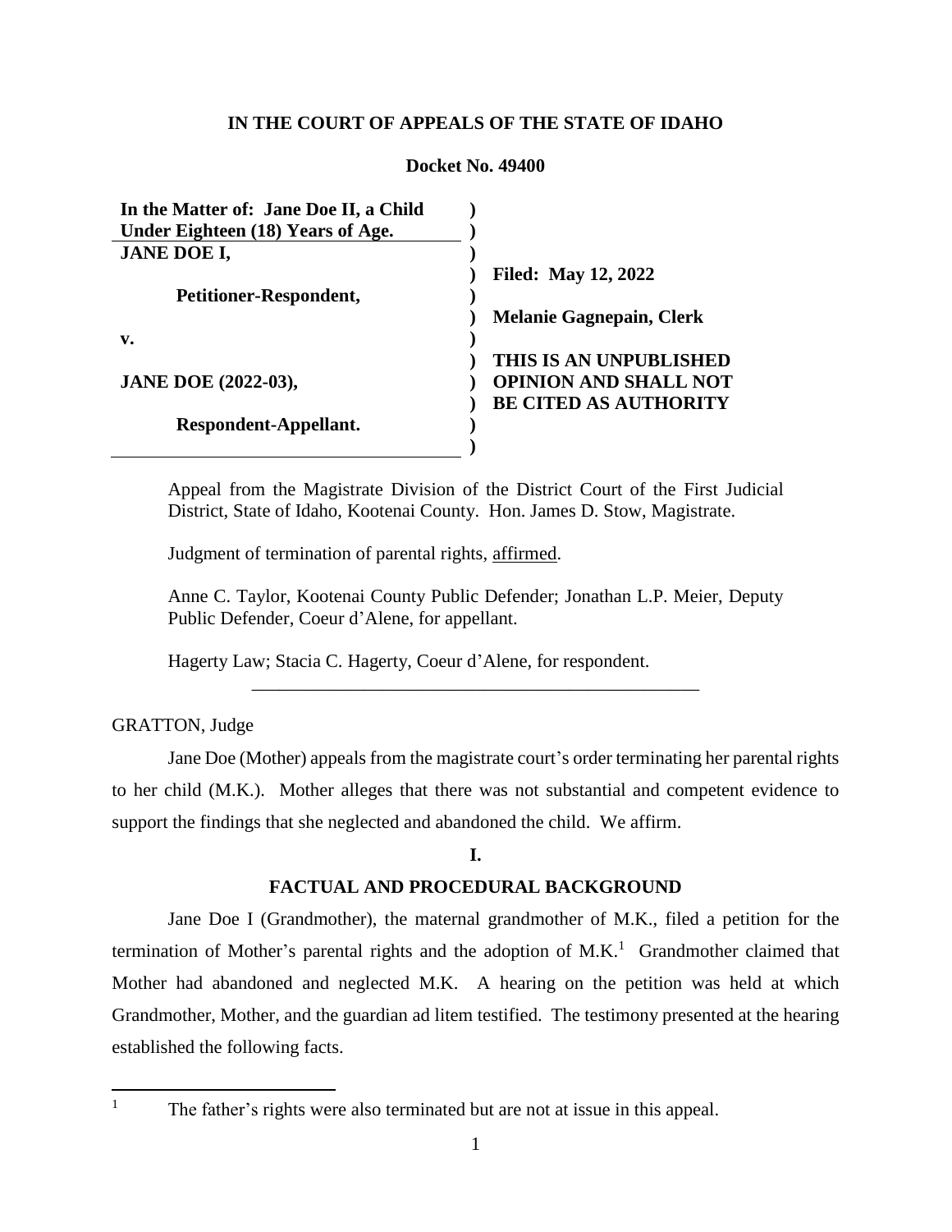**IN THE COURT OF APPEALS OF THE STATE OF IDAHO**

**Docket No. 49400**

| | | |
|---|---|---|
| **In the Matter of: Jane Doe II, a Child Under Eighteen (18) Years of Age.** | ) | |
| **JANE DOE I,** | ) | **Filed: May 12, 2022** |
| **Petitioner-Respondent,** | ) | **Melanie Gagnepain, Clerk** |
| **v.** | ) | |
| **JANE DOE (2022-03),** | ) | **THIS IS AN UNPUBLISHED OPINION AND SHALL NOT BE CITED AS AUTHORITY** |
| **Respondent-Appellant.** | ) | |

Appeal from the Magistrate Division of the District Court of the First Judicial District, State of Idaho, Kootenai County. Hon. James D. Stow, Magistrate.

Judgment of termination of parental rights, affirmed.

Anne C. Taylor, Kootenai County Public Defender; Jonathan L.P. Meier, Deputy Public Defender, Coeur d'Alene, for appellant.

Hagerty Law; Stacia C. Hagerty, Coeur d'Alene, for respondent.

---

GRATTON, Judge

Jane Doe (Mother) appeals from the magistrate court's order terminating her parental rights to her child (M.K.). Mother alleges that there was not substantial and competent evidence to support the findings that she neglected and abandoned the child. We affirm.

## I.

## FACTUAL AND PROCEDURAL BACKGROUND

Jane Doe I (Grandmother), the maternal grandmother of M.K., filed a petition for the termination of Mother's parental rights and the adoption of M.K.[1] Grandmother claimed that Mother had abandoned and neglected M.K. A hearing on the petition was held at which Grandmother, Mother, and the guardian ad litem testified. The testimony presented at the hearing established the following facts.

[1] The father's rights were also terminated but are not at issue in this appeal.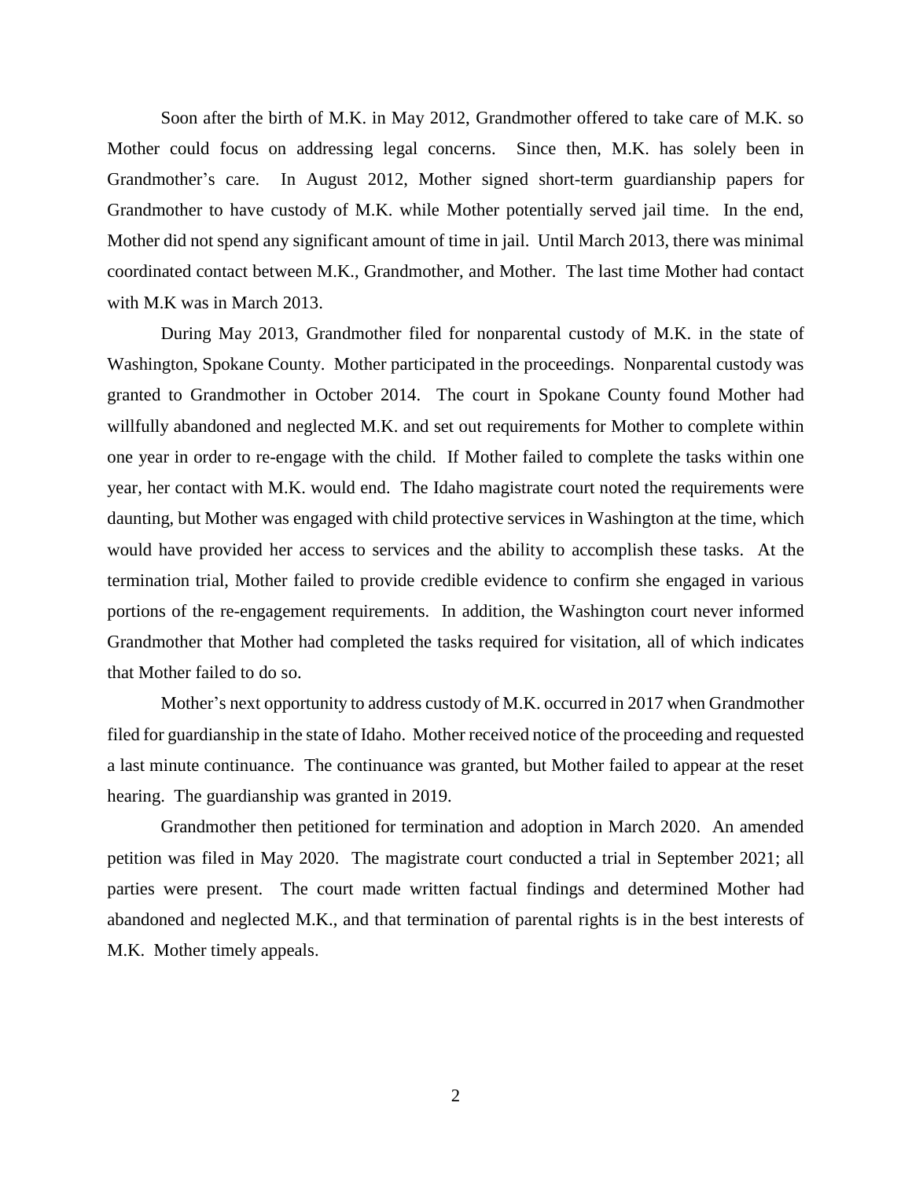Soon after the birth of M.K. in May 2012, Grandmother offered to take care of M.K. so Mother could focus on addressing legal concerns. Since then, M.K. has solely been in Grandmother's care. In August 2012, Mother signed short-term guardianship papers for Grandmother to have custody of M.K. while Mother potentially served jail time. In the end, Mother did not spend any significant amount of time in jail. Until March 2013, there was minimal coordinated contact between M.K., Grandmother, and Mother. The last time Mother had contact with M.K was in March 2013.

During May 2013, Grandmother filed for nonparental custody of M.K. in the state of Washington, Spokane County. Mother participated in the proceedings. Nonparental custody was granted to Grandmother in October 2014. The court in Spokane County found Mother had willfully abandoned and neglected M.K. and set out requirements for Mother to complete within one year in order to re-engage with the child. If Mother failed to complete the tasks within one year, her contact with M.K. would end. The Idaho magistrate court noted the requirements were daunting, but Mother was engaged with child protective services in Washington at the time, which would have provided her access to services and the ability to accomplish these tasks. At the termination trial, Mother failed to provide credible evidence to confirm she engaged in various portions of the re-engagement requirements. In addition, the Washington court never informed Grandmother that Mother had completed the tasks required for visitation, all of which indicates that Mother failed to do so.

Mother's next opportunity to address custody of M.K. occurred in 2017 when Grandmother filed for guardianship in the state of Idaho. Mother received notice of the proceeding and requested a last minute continuance. The continuance was granted, but Mother failed to appear at the reset hearing. The guardianship was granted in 2019.

Grandmother then petitioned for termination and adoption in March 2020. An amended petition was filed in May 2020. The magistrate court conducted a trial in September 2021; all parties were present. The court made written factual findings and determined Mother had abandoned and neglected M.K., and that termination of parental rights is in the best interests of M.K. Mother timely appeals.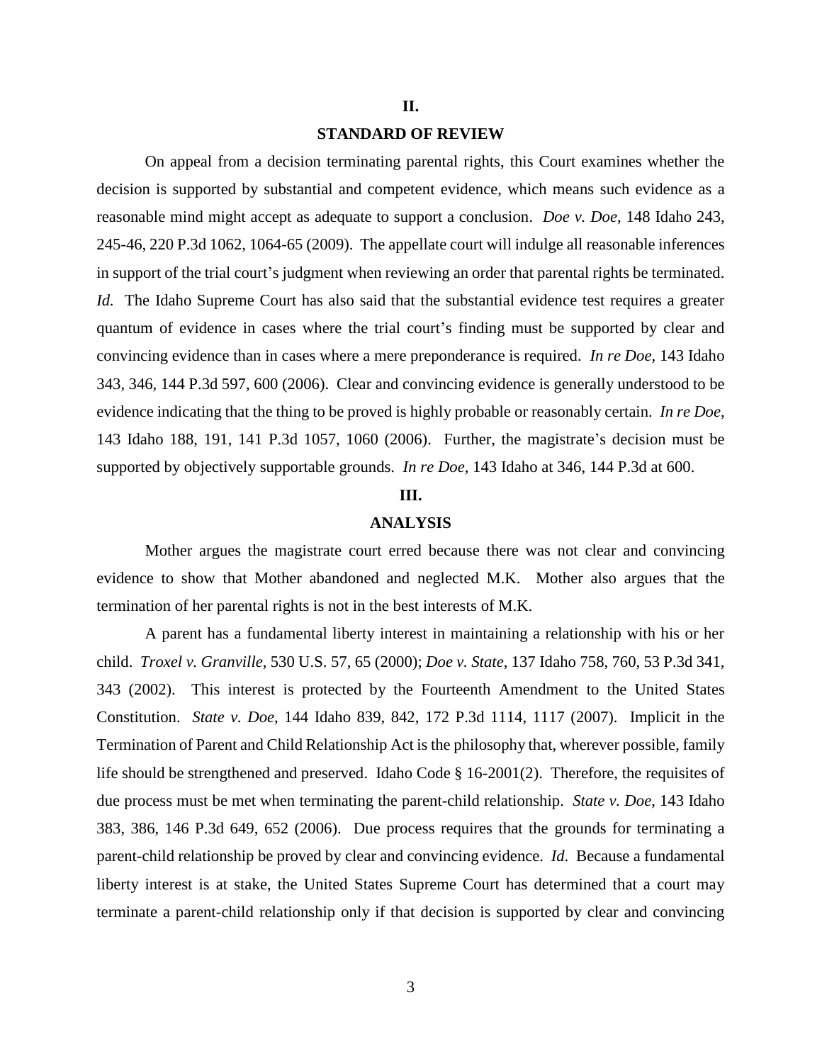## II.

## STANDARD OF REVIEW

On appeal from a decision terminating parental rights, this Court examines whether the decision is supported by substantial and competent evidence, which means such evidence as a reasonable mind might accept as adequate to support a conclusion. *Doe v. Doe*, 148 Idaho 243, 245-46, 220 P.3d 1062, 1064-65 (2009). The appellate court will indulge all reasonable inferences in support of the trial court's judgment when reviewing an order that parental rights be terminated. *Id.* The Idaho Supreme Court has also said that the substantial evidence test requires a greater quantum of evidence in cases where the trial court's finding must be supported by clear and convincing evidence than in cases where a mere preponderance is required. *In re Doe*, 143 Idaho 343, 346, 144 P.3d 597, 600 (2006). Clear and convincing evidence is generally understood to be evidence indicating that the thing to be proved is highly probable or reasonably certain. *In re Doe*, 143 Idaho 188, 191, 141 P.3d 1057, 1060 (2006). Further, the magistrate's decision must be supported by objectively supportable grounds. *In re Doe*, 143 Idaho at 346, 144 P.3d at 600.

## III.

## ANALYSIS

Mother argues the magistrate court erred because there was not clear and convincing evidence to show that Mother abandoned and neglected M.K. Mother also argues that the termination of her parental rights is not in the best interests of M.K.

A parent has a fundamental liberty interest in maintaining a relationship with his or her child. *Troxel v. Granville*, 530 U.S. 57, 65 (2000); *Doe v. State*, 137 Idaho 758, 760, 53 P.3d 341, 343 (2002). This interest is protected by the Fourteenth Amendment to the United States Constitution. *State v. Doe*, 144 Idaho 839, 842, 172 P.3d 1114, 1117 (2007). Implicit in the Termination of Parent and Child Relationship Act is the philosophy that, wherever possible, family life should be strengthened and preserved. Idaho Code § 16-2001(2). Therefore, the requisites of due process must be met when terminating the parent-child relationship. *State v. Doe*, 143 Idaho 383, 386, 146 P.3d 649, 652 (2006). Due process requires that the grounds for terminating a parent-child relationship be proved by clear and convincing evidence. *Id*. Because a fundamental liberty interest is at stake, the United States Supreme Court has determined that a court may terminate a parent-child relationship only if that decision is supported by clear and convincing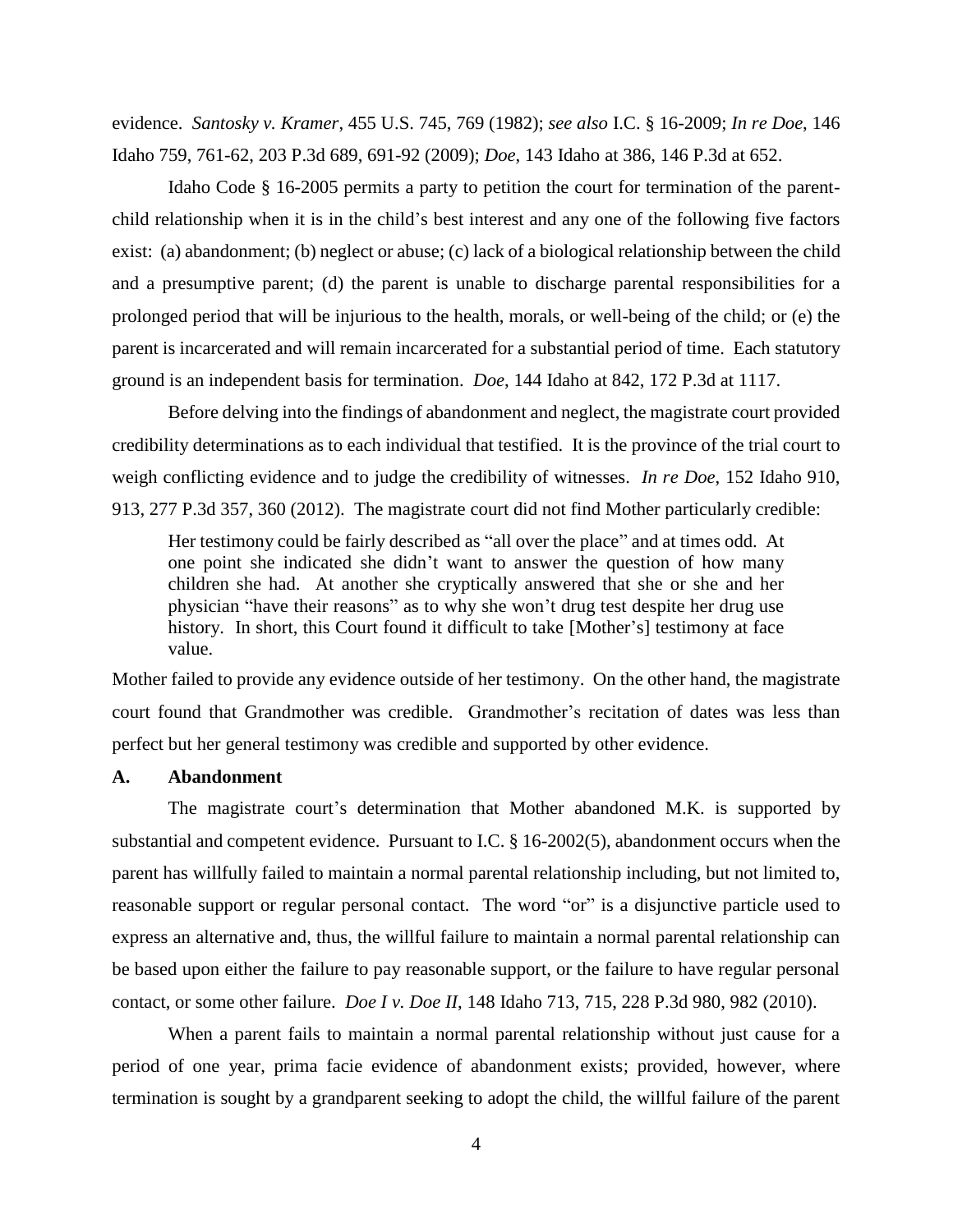evidence. *Santosky v. Kramer*, 455 U.S. 745, 769 (1982); *see also* I.C. § 16-2009; *In re Doe*, 146 Idaho 759, 761-62, 203 P.3d 689, 691-92 (2009); *Doe*, 143 Idaho at 386, 146 P.3d at 652.

Idaho Code § 16-2005 permits a party to petition the court for termination of the parent-child relationship when it is in the child's best interest and any one of the following five factors exist: (a) abandonment; (b) neglect or abuse; (c) lack of a biological relationship between the child and a presumptive parent; (d) the parent is unable to discharge parental responsibilities for a prolonged period that will be injurious to the health, morals, or well-being of the child; or (e) the parent is incarcerated and will remain incarcerated for a substantial period of time. Each statutory ground is an independent basis for termination. *Doe*, 144 Idaho at 842, 172 P.3d at 1117.

Before delving into the findings of abandonment and neglect, the magistrate court provided credibility determinations as to each individual that testified. It is the province of the trial court to weigh conflicting evidence and to judge the credibility of witnesses. *In re Doe*, 152 Idaho 910, 913, 277 P.3d 357, 360 (2012). The magistrate court did not find Mother particularly credible:

> Her testimony could be fairly described as "all over the place" and at times odd. At one point she indicated she didn't want to answer the question of how many children she had. At another she cryptically answered that she or she and her physician "have their reasons" as to why she won't drug test despite her drug use history. In short, this Court found it difficult to take [Mother's] testimony at face value.

Mother failed to provide any evidence outside of her testimony. On the other hand, the magistrate court found that Grandmother was credible. Grandmother's recitation of dates was less than perfect but her general testimony was credible and supported by other evidence.

### A. Abandonment

The magistrate court's determination that Mother abandoned M.K. is supported by substantial and competent evidence. Pursuant to I.C. § 16-2002(5), abandonment occurs when the parent has willfully failed to maintain a normal parental relationship including, but not limited to, reasonable support or regular personal contact. The word "or" is a disjunctive particle used to express an alternative and, thus, the willful failure to maintain a normal parental relationship can be based upon either the failure to pay reasonable support, or the failure to have regular personal contact, or some other failure. *Doe I v. Doe II*, 148 Idaho 713, 715, 228 P.3d 980, 982 (2010).

When a parent fails to maintain a normal parental relationship without just cause for a period of one year, prima facie evidence of abandonment exists; provided, however, where termination is sought by a grandparent seeking to adopt the child, the willful failure of the parent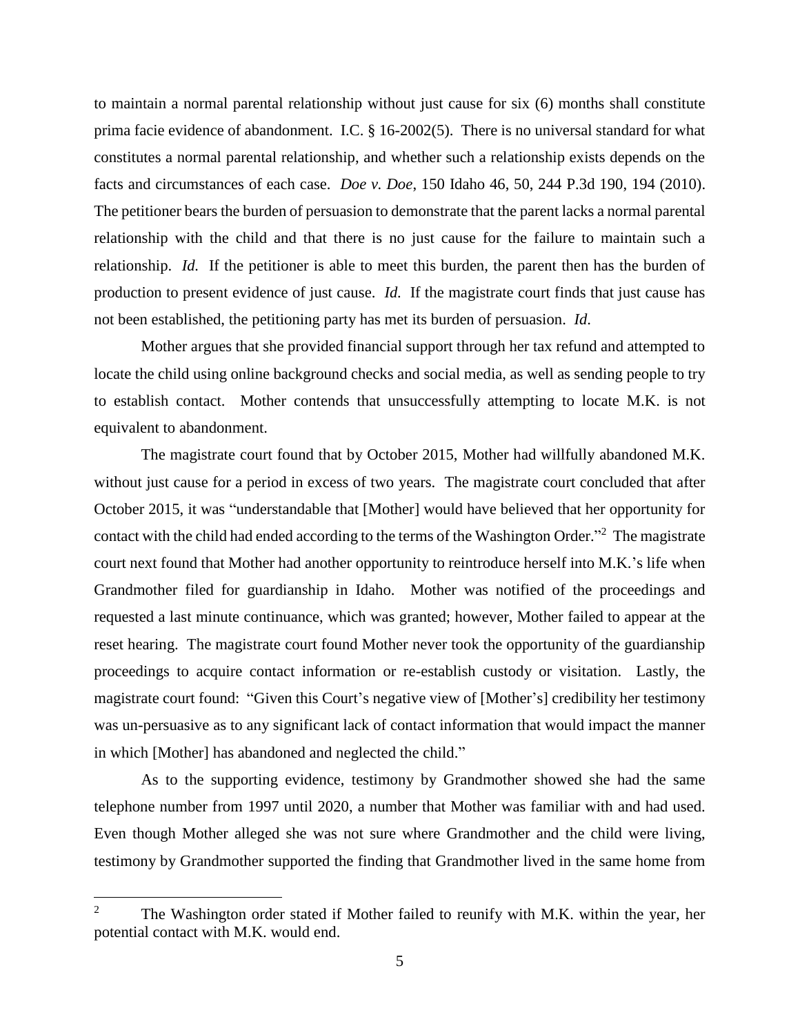to maintain a normal parental relationship without just cause for six (6) months shall constitute prima facie evidence of abandonment. I.C. § 16-2002(5). There is no universal standard for what constitutes a normal parental relationship, and whether such a relationship exists depends on the facts and circumstances of each case. *Doe v. Doe*, 150 Idaho 46, 50, 244 P.3d 190, 194 (2010). The petitioner bears the burden of persuasion to demonstrate that the parent lacks a normal parental relationship with the child and that there is no just cause for the failure to maintain such a relationship. *Id.* If the petitioner is able to meet this burden, the parent then has the burden of production to present evidence of just cause. *Id.* If the magistrate court finds that just cause has not been established, the petitioning party has met its burden of persuasion. *Id*.

Mother argues that she provided financial support through her tax refund and attempted to locate the child using online background checks and social media, as well as sending people to try to establish contact. Mother contends that unsuccessfully attempting to locate M.K. is not equivalent to abandonment.

The magistrate court found that by October 2015, Mother had willfully abandoned M.K. without just cause for a period in excess of two years. The magistrate court concluded that after October 2015, it was "understandable that [Mother] would have believed that her opportunity for contact with the child had ended according to the terms of the Washington Order."[2] The magistrate court next found that Mother had another opportunity to reintroduce herself into M.K.'s life when Grandmother filed for guardianship in Idaho. Mother was notified of the proceedings and requested a last minute continuance, which was granted; however, Mother failed to appear at the reset hearing. The magistrate court found Mother never took the opportunity of the guardianship proceedings to acquire contact information or re-establish custody or visitation. Lastly, the magistrate court found: "Given this Court's negative view of [Mother's] credibility her testimony was un-persuasive as to any significant lack of contact information that would impact the manner in which [Mother] has abandoned and neglected the child."

As to the supporting evidence, testimony by Grandmother showed she had the same telephone number from 1997 until 2020, a number that Mother was familiar with and had used. Even though Mother alleged she was not sure where Grandmother and the child were living, testimony by Grandmother supported the finding that Grandmother lived in the same home from

[2] The Washington order stated if Mother failed to reunify with M.K. within the year, her potential contact with M.K. would end.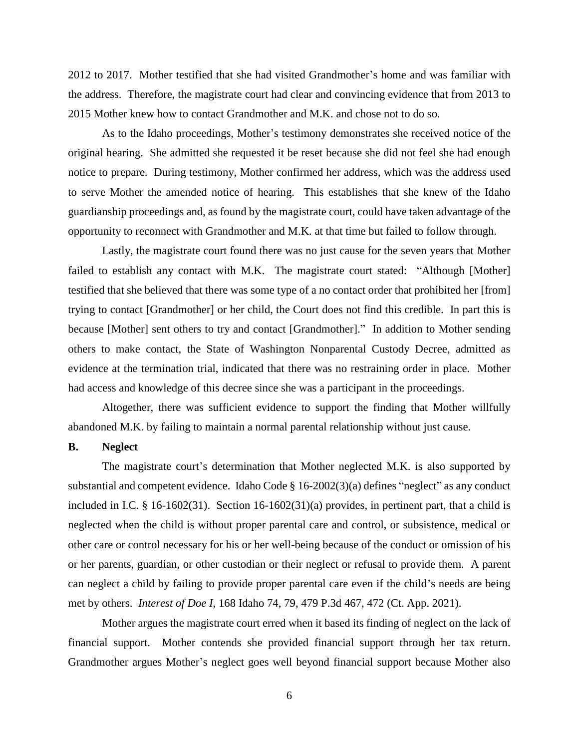2012 to 2017. Mother testified that she had visited Grandmother's home and was familiar with the address. Therefore, the magistrate court had clear and convincing evidence that from 2013 to 2015 Mother knew how to contact Grandmother and M.K. and chose not to do so.

As to the Idaho proceedings, Mother's testimony demonstrates she received notice of the original hearing. She admitted she requested it be reset because she did not feel she had enough notice to prepare. During testimony, Mother confirmed her address, which was the address used to serve Mother the amended notice of hearing. This establishes that she knew of the Idaho guardianship proceedings and, as found by the magistrate court, could have taken advantage of the opportunity to reconnect with Grandmother and M.K. at that time but failed to follow through.

Lastly, the magistrate court found there was no just cause for the seven years that Mother failed to establish any contact with M.K. The magistrate court stated: "Although [Mother] testified that she believed that there was some type of a no contact order that prohibited her [from] trying to contact [Grandmother] or her child, the Court does not find this credible. In part this is because [Mother] sent others to try and contact [Grandmother]." In addition to Mother sending others to make contact, the State of Washington Nonparental Custody Decree, admitted as evidence at the termination trial, indicated that there was no restraining order in place. Mother had access and knowledge of this decree since she was a participant in the proceedings.

Altogether, there was sufficient evidence to support the finding that Mother willfully abandoned M.K. by failing to maintain a normal parental relationship without just cause.

### B. Neglect

The magistrate court's determination that Mother neglected M.K. is also supported by substantial and competent evidence. Idaho Code § 16-2002(3)(a) defines "neglect" as any conduct included in I.C. § 16-1602(31). Section 16-1602(31)(a) provides, in pertinent part, that a child is neglected when the child is without proper parental care and control, or subsistence, medical or other care or control necessary for his or her well-being because of the conduct or omission of his or her parents, guardian, or other custodian or their neglect or refusal to provide them. A parent can neglect a child by failing to provide proper parental care even if the child's needs are being met by others. *Interest of Doe I*, 168 Idaho 74, 79, 479 P.3d 467, 472 (Ct. App. 2021).

Mother argues the magistrate court erred when it based its finding of neglect on the lack of financial support. Mother contends she provided financial support through her tax return. Grandmother argues Mother's neglect goes well beyond financial support because Mother also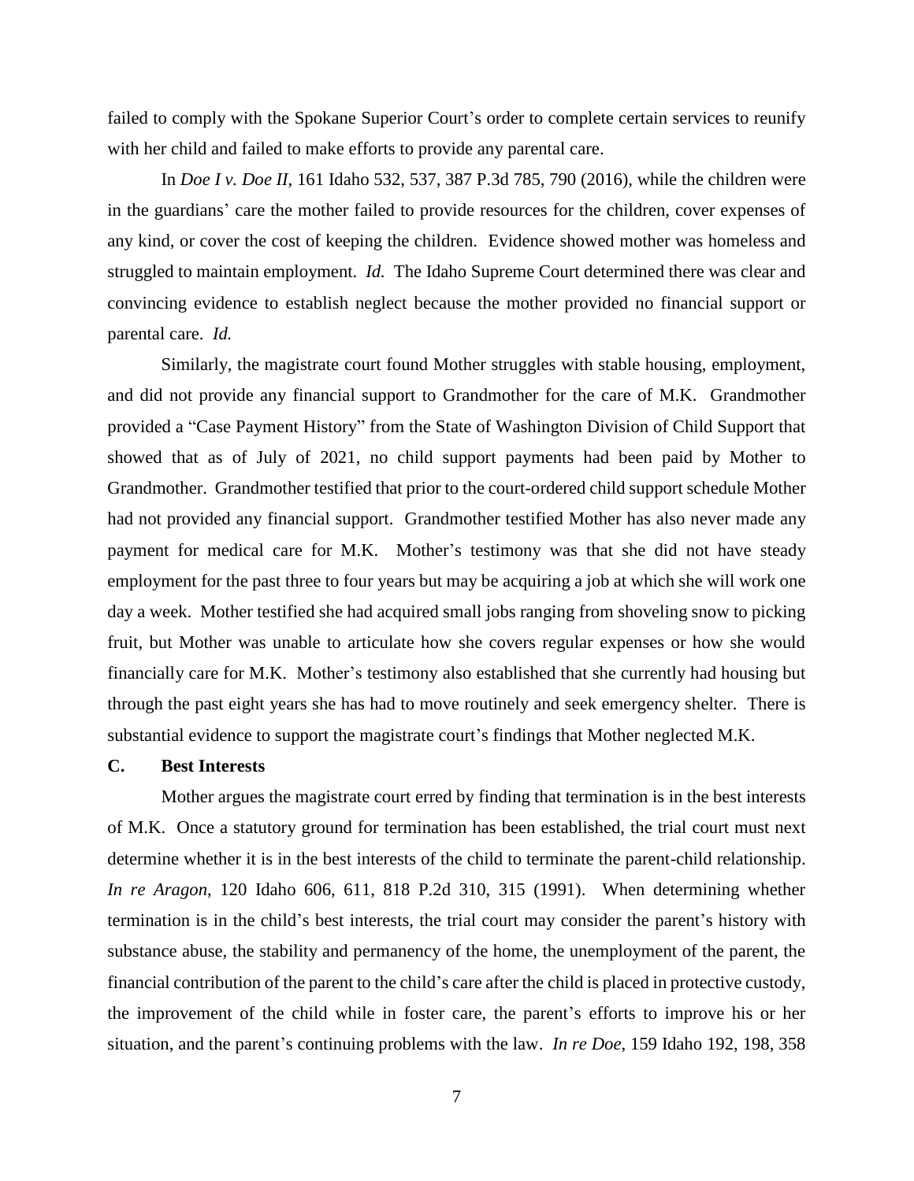failed to comply with the Spokane Superior Court's order to complete certain services to reunify with her child and failed to make efforts to provide any parental care.

In *Doe I v. Doe II*, 161 Idaho 532, 537, 387 P.3d 785, 790 (2016), while the children were in the guardians' care the mother failed to provide resources for the children, cover expenses of any kind, or cover the cost of keeping the children. Evidence showed mother was homeless and struggled to maintain employment. *Id.* The Idaho Supreme Court determined there was clear and convincing evidence to establish neglect because the mother provided no financial support or parental care. *Id.*

Similarly, the magistrate court found Mother struggles with stable housing, employment, and did not provide any financial support to Grandmother for the care of M.K. Grandmother provided a "Case Payment History" from the State of Washington Division of Child Support that showed that as of July of 2021, no child support payments had been paid by Mother to Grandmother. Grandmother testified that prior to the court-ordered child support schedule Mother had not provided any financial support. Grandmother testified Mother has also never made any payment for medical care for M.K. Mother's testimony was that she did not have steady employment for the past three to four years but may be acquiring a job at which she will work one day a week. Mother testified she had acquired small jobs ranging from shoveling snow to picking fruit, but Mother was unable to articulate how she covers regular expenses or how she would financially care for M.K. Mother's testimony also established that she currently had housing but through the past eight years she has had to move routinely and seek emergency shelter. There is substantial evidence to support the magistrate court's findings that Mother neglected M.K.

### C. Best Interests

Mother argues the magistrate court erred by finding that termination is in the best interests of M.K. Once a statutory ground for termination has been established, the trial court must next determine whether it is in the best interests of the child to terminate the parent-child relationship. *In re Aragon*, 120 Idaho 606, 611, 818 P.2d 310, 315 (1991). When determining whether termination is in the child's best interests, the trial court may consider the parent's history with substance abuse, the stability and permanency of the home, the unemployment of the parent, the financial contribution of the parent to the child's care after the child is placed in protective custody, the improvement of the child while in foster care, the parent's efforts to improve his or her situation, and the parent's continuing problems with the law. *In re Doe*, 159 Idaho 192, 198, 358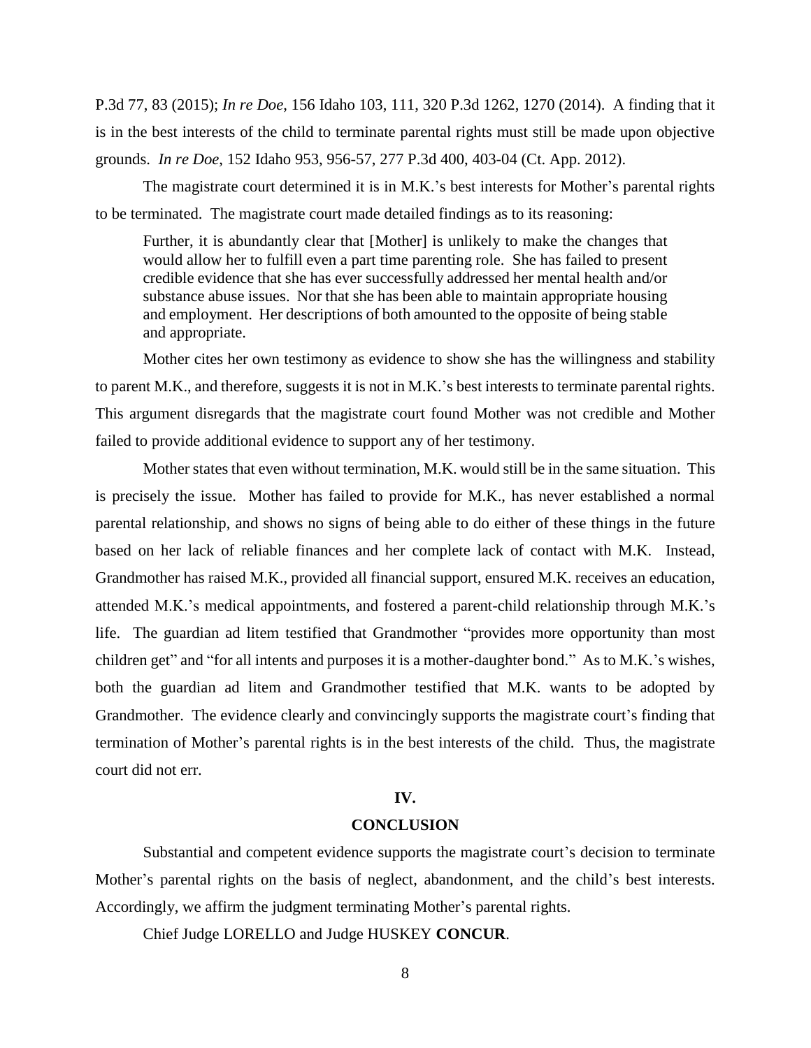P.3d 77, 83 (2015); *In re Doe*, 156 Idaho 103, 111, 320 P.3d 1262, 1270 (2014). A finding that it is in the best interests of the child to terminate parental rights must still be made upon objective grounds. *In re Doe*, 152 Idaho 953, 956-57, 277 P.3d 400, 403-04 (Ct. App. 2012).

The magistrate court determined it is in M.K.'s best interests for Mother's parental rights to be terminated. The magistrate court made detailed findings as to its reasoning:

> Further, it is abundantly clear that [Mother] is unlikely to make the changes that would allow her to fulfill even a part time parenting role. She has failed to present credible evidence that she has ever successfully addressed her mental health and/or substance abuse issues. Nor that she has been able to maintain appropriate housing and employment. Her descriptions of both amounted to the opposite of being stable and appropriate.

Mother cites her own testimony as evidence to show she has the willingness and stability to parent M.K., and therefore, suggests it is not in M.K.'s best interests to terminate parental rights. This argument disregards that the magistrate court found Mother was not credible and Mother failed to provide additional evidence to support any of her testimony.

Mother states that even without termination, M.K. would still be in the same situation. This is precisely the issue. Mother has failed to provide for M.K., has never established a normal parental relationship, and shows no signs of being able to do either of these things in the future based on her lack of reliable finances and her complete lack of contact with M.K. Instead, Grandmother has raised M.K., provided all financial support, ensured M.K. receives an education, attended M.K.'s medical appointments, and fostered a parent-child relationship through M.K.'s life. The guardian ad litem testified that Grandmother "provides more opportunity than most children get" and "for all intents and purposes it is a mother-daughter bond." As to M.K.'s wishes, both the guardian ad litem and Grandmother testified that M.K. wants to be adopted by Grandmother. The evidence clearly and convincingly supports the magistrate court's finding that termination of Mother's parental rights is in the best interests of the child. Thus, the magistrate court did not err.

## IV.

## CONCLUSION

Substantial and competent evidence supports the magistrate court's decision to terminate Mother's parental rights on the basis of neglect, abandonment, and the child's best interests. Accordingly, we affirm the judgment terminating Mother's parental rights.

Chief Judge LORELLO and Judge HUSKEY **CONCUR**.